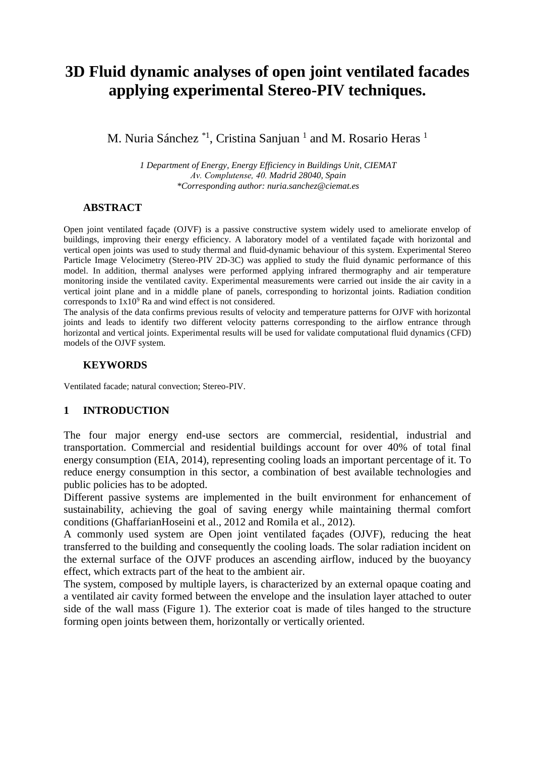# 3D Fluid dynamic analyses of open joint ventilated facades applying experimental Stereo-PIV techniques.

M. Nuria Sánchez [*1], Cristina Sanjuan [1] and M. Rosario Heras [1]

*1 Department of Energy, Energy Efficiency in Buildings Unit, CIEMAT*
*Av. Complutense, 40. Madrid 28040, Spain*
*\*Corresponding author: nuria.sanchez@ciemat.es*

## ABSTRACT

Open joint ventilated façade (OJVF) is a passive constructive system widely used to ameliorate envelop of buildings, improving their energy efficiency. A laboratory model of a ventilated façade with horizontal and vertical open joints was used to study thermal and fluid-dynamic behaviour of this system. Experimental Stereo Particle Image Velocimetry (Stereo-PIV 2D-3C) was applied to study the fluid dynamic performance of this model. In addition, thermal analyses were performed applying infrared thermography and air temperature monitoring inside the ventilated cavity. Experimental measurements were carried out inside the air cavity in a vertical joint plane and in a middle plane of panels, corresponding to horizontal joints. Radiation condition corresponds to $1x10^9$ Ra and wind effect is not considered.

The analysis of the data confirms previous results of velocity and temperature patterns for OJVF with horizontal joints and leads to identify two different velocity patterns corresponding to the airflow entrance through horizontal and vertical joints. Experimental results will be used for validate computational fluid dynamics (CFD) models of the OJVF system.

## KEYWORDS

Ventilated facade; natural convection; Stereo-PIV.

## 1 INTRODUCTION

The four major energy end-use sectors are commercial, residential, industrial and transportation. Commercial and residential buildings account for over 40% of total final energy consumption (EIA, 2014), representing cooling loads an important percentage of it. To reduce energy consumption in this sector, a combination of best available technologies and public policies has to be adopted.

Different passive systems are implemented in the built environment for enhancement of sustainability, achieving the goal of saving energy while maintaining thermal comfort conditions (GhaffarianHoseini et al., 2012 and Romila et al., 2012).

A commonly used system are Open joint ventilated façades (OJVF), reducing the heat transferred to the building and consequently the cooling loads. The solar radiation incident on the external surface of the OJVF produces an ascending airflow, induced by the buoyancy effect, which extracts part of the heat to the ambient air.

The system, composed by multiple layers, is characterized by an external opaque coating and a ventilated air cavity formed between the envelope and the insulation layer attached to outer side of the wall mass (Figure 1). The exterior coat is made of tiles hanged to the structure forming open joints between them, horizontally or vertically oriented.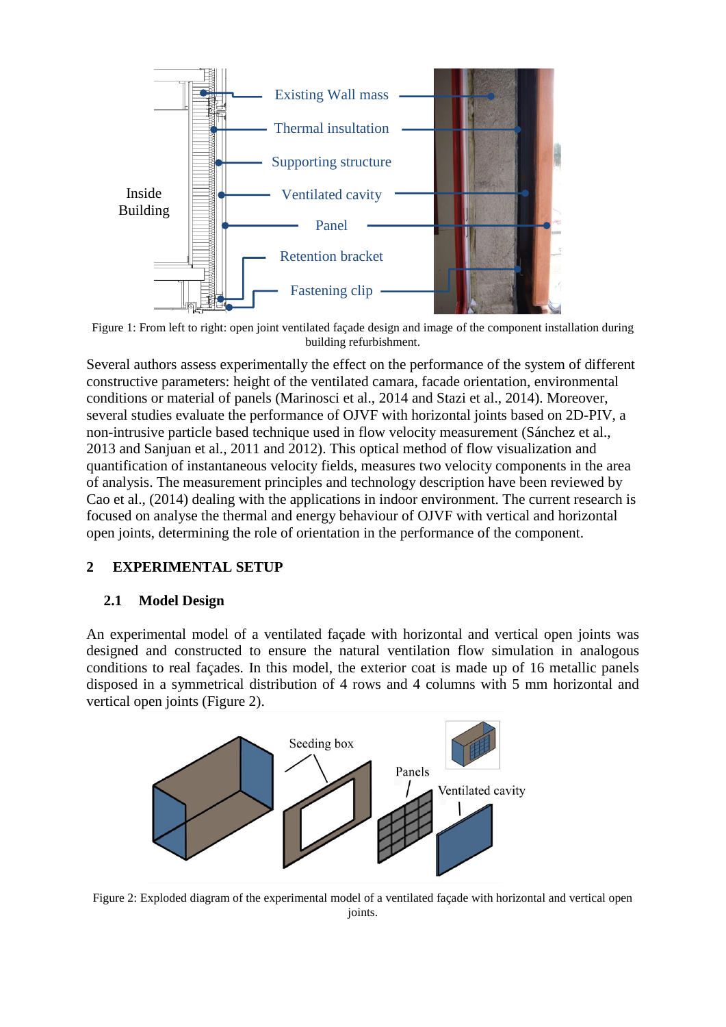Figure 1: From left to right: open joint ventilated façade design and image of the component installation during building refurbishment.

Several authors assess experimentally the effect on the performance of the system of different constructive parameters: height of the ventilated camara, facade orientation, environmental conditions or material of panels (Marinosci et al., 2014 and Stazi et al., 2014). Moreover, several studies evaluate the performance of OJVF with horizontal joints based on 2D-PIV, a non-intrusive particle based technique used in flow velocity measurement (Sánchez et al., 2013 and Sanjuan et al., 2011 and 2012). This optical method of flow visualization and quantification of instantaneous velocity fields, measures two velocity components in the area of analysis. The measurement principles and technology description have been reviewed by Cao et al., (2014) dealing with the applications in indoor environment. The current research is focused on analyse the thermal and energy behaviour of OJVF with vertical and horizontal open joints, determining the role of orientation in the performance of the component.

## 2 EXPERIMENTAL SETUP

### 2.1 Model Design

An experimental model of a ventilated façade with horizontal and vertical open joints was designed and constructed to ensure the natural ventilation flow simulation in analogous conditions to real façades. In this model, the exterior coat is made up of 16 metallic panels disposed in a symmetrical distribution of 4 rows and 4 columns with 5 mm horizontal and vertical open joints (Figure 2).

Figure 2: Exploded diagram of the experimental model of a ventilated façade with horizontal and vertical open joints.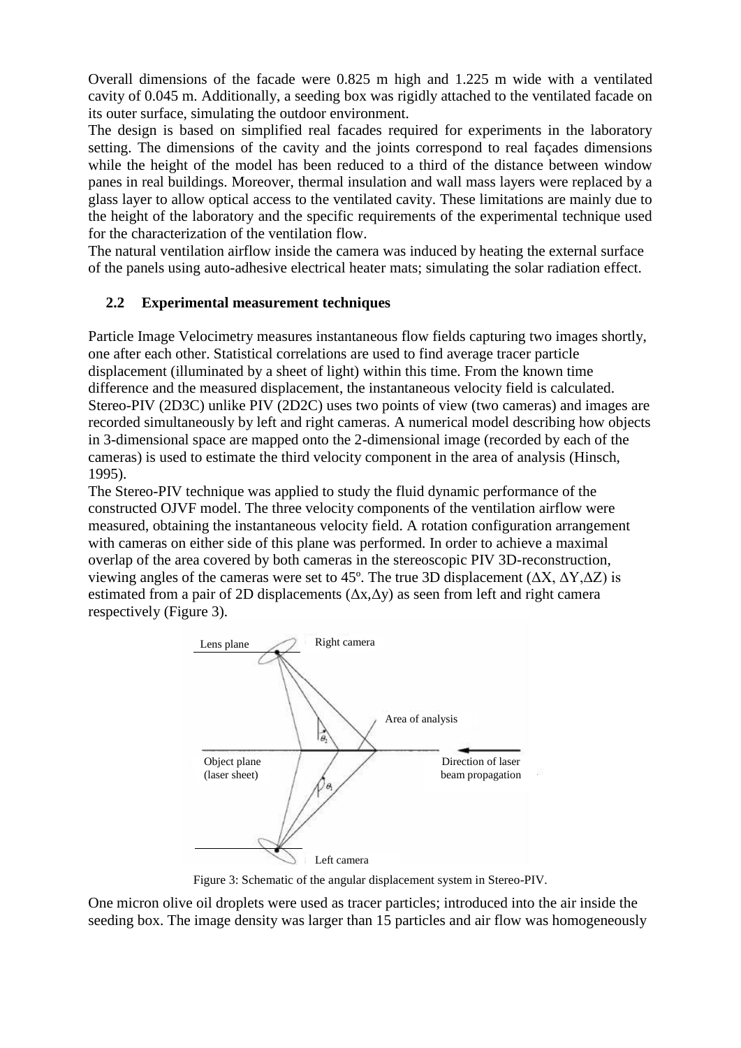Overall dimensions of the facade were 0.825 m high and 1.225 m wide with a ventilated cavity of 0.045 m. Additionally, a seeding box was rigidly attached to the ventilated facade on its outer surface, simulating the outdoor environment.

The design is based on simplified real facades required for experiments in the laboratory setting. The dimensions of the cavity and the joints correspond to real façades dimensions while the height of the model has been reduced to a third of the distance between window panes in real buildings. Moreover, thermal insulation and wall mass layers were replaced by a glass layer to allow optical access to the ventilated cavity. These limitations are mainly due to the height of the laboratory and the specific requirements of the experimental technique used for the characterization of the ventilation flow.

The natural ventilation airflow inside the camera was induced by heating the external surface of the panels using auto-adhesive electrical heater mats; simulating the solar radiation effect.

## 2.2 Experimental measurement techniques

Particle Image Velocimetry measures instantaneous flow fields capturing two images shortly, one after each other. Statistical correlations are used to find average tracer particle displacement (illuminated by a sheet of light) within this time. From the known time difference and the measured displacement, the instantaneous velocity field is calculated. Stereo-PIV (2D3C) unlike PIV (2D2C) uses two points of view (two cameras) and images are recorded simultaneously by left and right cameras. A numerical model describing how objects in 3-dimensional space are mapped onto the 2-dimensional image (recorded by each of the cameras) is used to estimate the third velocity component in the area of analysis (Hinsch, 1995).

The Stereo-PIV technique was applied to study the fluid dynamic performance of the constructed OJVF model. The three velocity components of the ventilation airflow were measured, obtaining the instantaneous velocity field. A rotation configuration arrangement with cameras on either side of this plane was performed. In order to achieve a maximal overlap of the area covered by both cameras in the stereoscopic PIV 3D-reconstruction, viewing angles of the cameras were set to 45º. The true 3D displacement ($\Delta X$, $\Delta Y$,$\Delta Z$) is estimated from a pair of 2D displacements ($\Delta x$,$\Delta y$) as seen from left and right camera respectively (Figure 3).

Figure 3: Schematic of the angular displacement system in Stereo-PIV.

One micron olive oil droplets were used as tracer particles; introduced into the air inside the seeding box. The image density was larger than 15 particles and air flow was homogeneously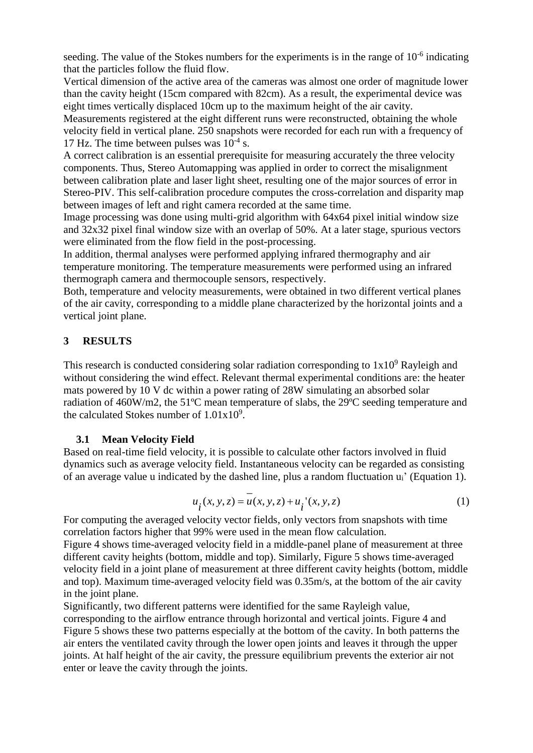seeding. The value of the Stokes numbers for the experiments is in the range of $10^{-6}$ indicating that the particles follow the fluid flow.

Vertical dimension of the active area of the cameras was almost one order of magnitude lower than the cavity height (15cm compared with 82cm). As a result, the experimental device was eight times vertically displaced 10cm up to the maximum height of the air cavity.

Measurements registered at the eight different runs were reconstructed, obtaining the whole velocity field in vertical plane. 250 snapshots were recorded for each run with a frequency of 17 Hz. The time between pulses was $10^{-4}$ s.

A correct calibration is an essential prerequisite for measuring accurately the three velocity components. Thus, Stereo Automapping was applied in order to correct the misalignment between calibration plate and laser light sheet, resulting one of the major sources of error in Stereo-PIV. This self-calibration procedure computes the cross-correlation and disparity map between images of left and right camera recorded at the same time.

Image processing was done using multi-grid algorithm with 64x64 pixel initial window size and 32x32 pixel final window size with an overlap of 50%. At a later stage, spurious vectors were eliminated from the flow field in the post-processing.

In addition, thermal analyses were performed applying infrared thermography and air temperature monitoring. The temperature measurements were performed using an infrared thermograph camera and thermocouple sensors, respectively.

Both, temperature and velocity measurements, were obtained in two different vertical planes of the air cavity, corresponding to a middle plane characterized by the horizontal joints and a vertical joint plane.

## 3 RESULTS

This research is conducted considering solar radiation corresponding to $1\text{x}10^{9}$ Rayleigh and without considering the wind effect. Relevant thermal experimental conditions are: the heater mats powered by 10 V dc within a power rating of 28W simulating an absorbed solar radiation of 460W/m2, the 51ºC mean temperature of slabs, the 29ºC seeding temperature and the calculated Stokes number of $1.01\text{x}10^{9}$.

### 3.1 Mean Velocity Field

Based on real-time field velocity, it is possible to calculate other factors involved in fluid dynamics such as average velocity field. Instantaneous velocity can be regarded as consisting of an average value u indicated by the dashed line, plus a random fluctuation $u_i$' (Equation 1).

$$u_i(x,y,z) = \overline{u}(x,y,z) + u_i'(x,y,z) \tag{1}$$

For computing the averaged velocity vector fields, only vectors from snapshots with time correlation factors higher that 99% were used in the mean flow calculation.

Figure 4 shows time-averaged velocity field in a middle-panel plane of measurement at three different cavity heights (bottom, middle and top). Similarly, Figure 5 shows time-averaged velocity field in a joint plane of measurement at three different cavity heights (bottom, middle and top). Maximum time-averaged velocity field was 0.35m/s, at the bottom of the air cavity in the joint plane.

Significantly, two different patterns were identified for the same Rayleigh value, corresponding to the airflow entrance through horizontal and vertical joints. Figure 4 and Figure 5 shows these two patterns especially at the bottom of the cavity. In both patterns the air enters the ventilated cavity through the lower open joints and leaves it through the upper joints. At half height of the air cavity, the pressure equilibrium prevents the exterior air not enter or leave the cavity through the joints.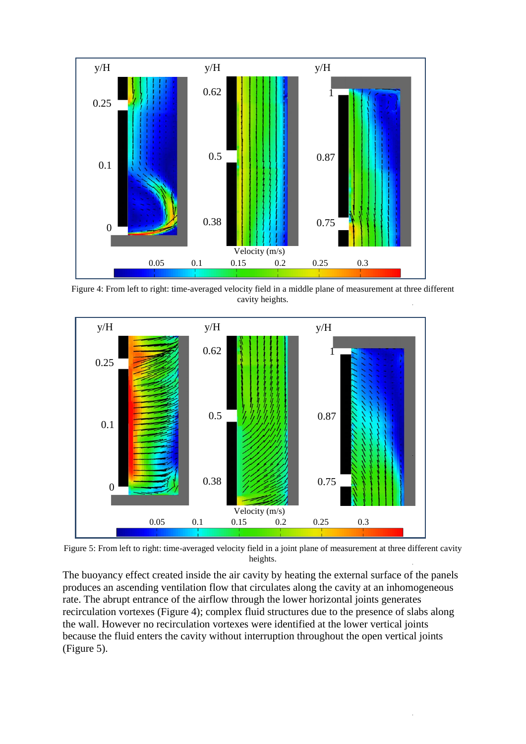Figure 4: From left to right: time-averaged velocity field in a middle plane of measurement at three different cavity heights.

Figure 5: From left to right: time-averaged velocity field in a joint plane of measurement at three different cavity heights.

The buoyancy effect created inside the air cavity by heating the external surface of the panels produces an ascending ventilation flow that circulates along the cavity at an inhomogeneous rate. The abrupt entrance of the airflow through the lower horizontal joints generates recirculation vortexes (Figure 4); complex fluid structures due to the presence of slabs along the wall. However no recirculation vortexes were identified at the lower vertical joints because the fluid enters the cavity without interruption throughout the open vertical joints (Figure 5).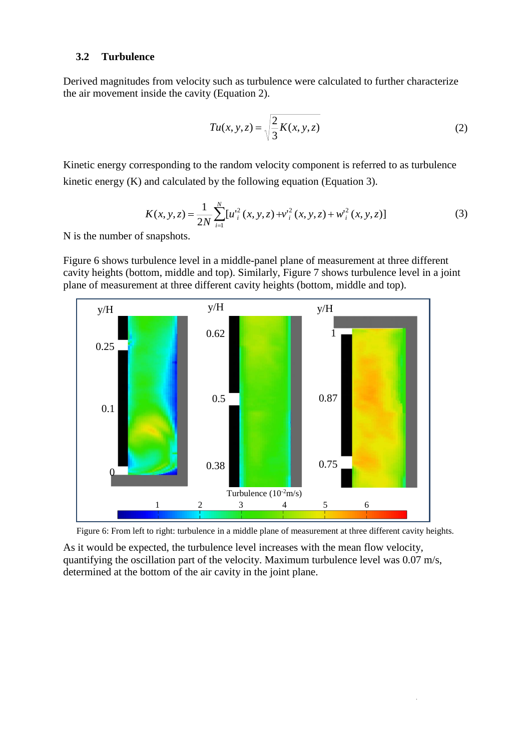### 3.2 Turbulence

Derived magnitudes from velocity such as turbulence were calculated to further characterize the air movement inside the cavity (Equation 2).

$$Tu(x,y,z) = \sqrt{\frac{2}{3}K(x,y,z)} \tag{2}$$

Kinetic energy corresponding to the random velocity component is referred to as turbulence kinetic energy (K) and calculated by the following equation (Equation 3).

$$K(x,y,z) = \frac{1}{2N}\sum_{i=1}^{N}[u'^2_i(x,y,z) + v'^2_i(x,y,z) + w'^2_i(x,y,z)] \tag{3}$$

N is the number of snapshots.

Figure 6 shows turbulence level in a middle-panel plane of measurement at three different cavity heights (bottom, middle and top). Similarly, Figure 7 shows turbulence level in a joint plane of measurement at three different cavity heights (bottom, middle and top).

Figure 6: From left to right: turbulence in a middle plane of measurement at three different cavity heights.

As it would be expected, the turbulence level increases with the mean flow velocity, quantifying the oscillation part of the velocity. Maximum turbulence level was 0.07 m/s, determined at the bottom of the air cavity in the joint plane.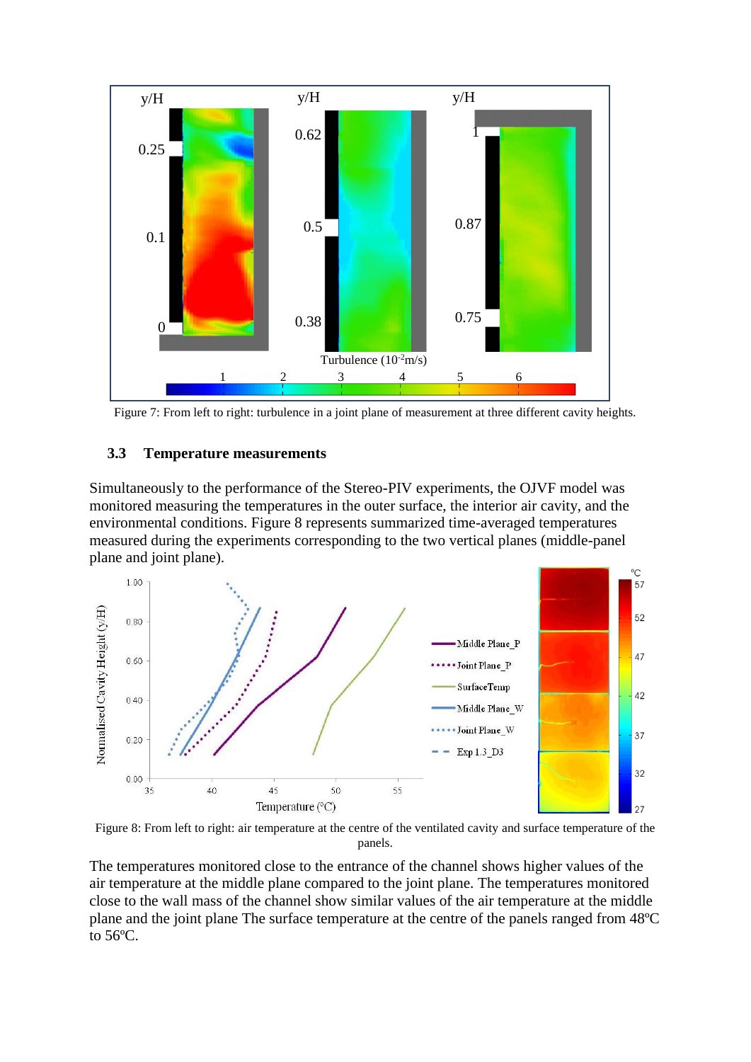Figure 7: From left to right: turbulence in a joint plane of measurement at three different cavity heights.

### 3.3 Temperature measurements

Simultaneously to the performance of the Stereo-PIV experiments, the OJVF model was monitored measuring the temperatures in the outer surface, the interior air cavity, and the environmental conditions. Figure 8 represents summarized time-averaged temperatures measured during the experiments corresponding to the two vertical planes (middle-panel plane and joint plane).

Figure 8: From left to right: air temperature at the centre of the ventilated cavity and surface temperature of the panels.

The temperatures monitored close to the entrance of the channel shows higher values of the air temperature at the middle plane compared to the joint plane. The temperatures monitored close to the wall mass of the channel show similar values of the air temperature at the middle plane and the joint plane The surface temperature at the centre of the panels ranged from 48ºC to 56ºC.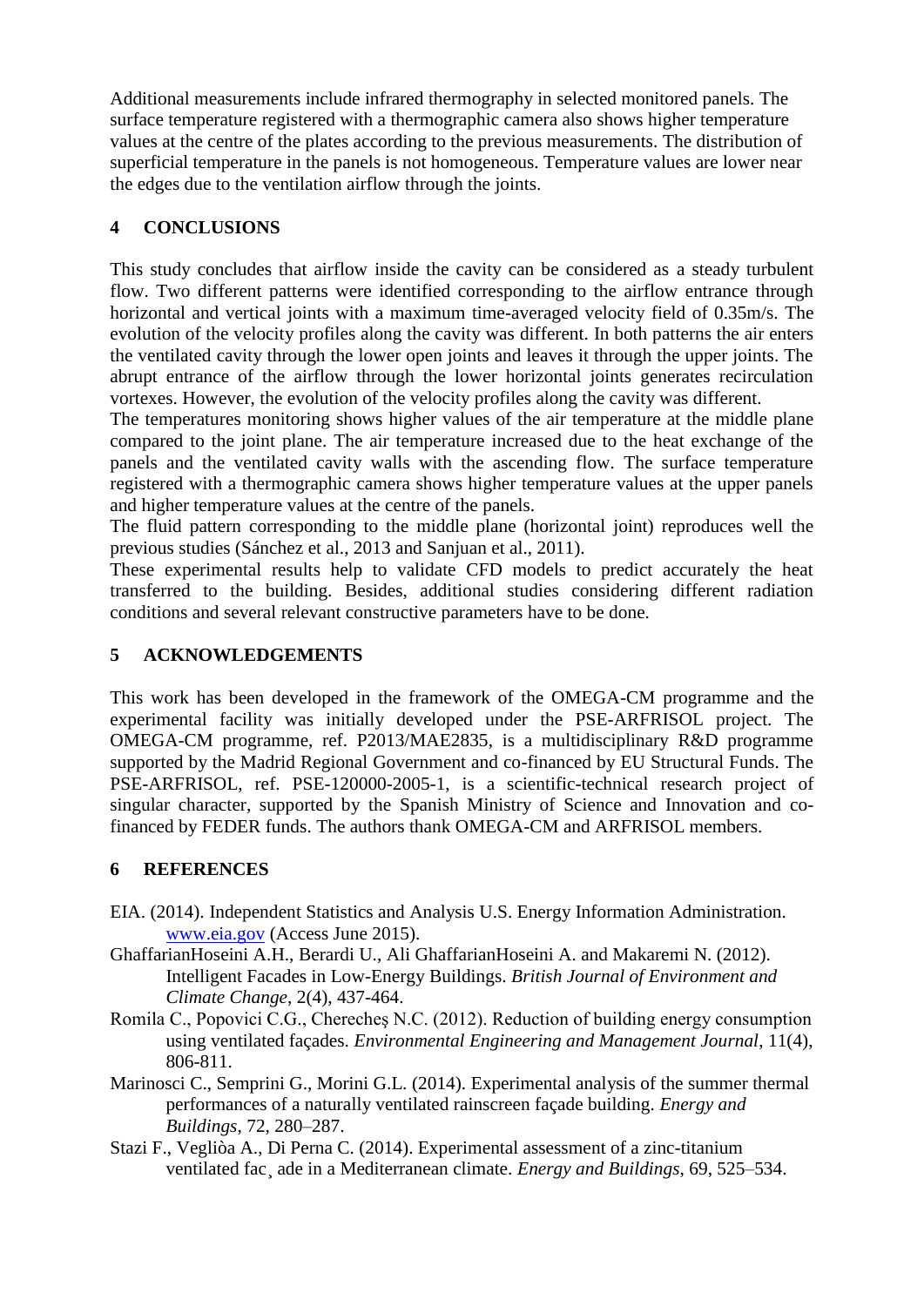Additional measurements include infrared thermography in selected monitored panels. The surface temperature registered with a thermographic camera also shows higher temperature values at the centre of the plates according to the previous measurements. The distribution of superficial temperature in the panels is not homogeneous. Temperature values are lower near the edges due to the ventilation airflow through the joints.

## 4 CONCLUSIONS

This study concludes that airflow inside the cavity can be considered as a steady turbulent flow. Two different patterns were identified corresponding to the airflow entrance through horizontal and vertical joints with a maximum time-averaged velocity field of 0.35m/s. The evolution of the velocity profiles along the cavity was different. In both patterns the air enters the ventilated cavity through the lower open joints and leaves it through the upper joints. The abrupt entrance of the airflow through the lower horizontal joints generates recirculation vortexes. However, the evolution of the velocity profiles along the cavity was different.
The temperatures monitoring shows higher values of the air temperature at the middle plane compared to the joint plane. The air temperature increased due to the heat exchange of the panels and the ventilated cavity walls with the ascending flow. The surface temperature registered with a thermographic camera shows higher temperature values at the upper panels and higher temperature values at the centre of the panels.
The fluid pattern corresponding to the middle plane (horizontal joint) reproduces well the previous studies (Sánchez et al., 2013 and Sanjuan et al., 2011).
These experimental results help to validate CFD models to predict accurately the heat transferred to the building. Besides, additional studies considering different radiation conditions and several relevant constructive parameters have to be done.

## 5 ACKNOWLEDGEMENTS

This work has been developed in the framework of the OMEGA-CM programme and the experimental facility was initially developed under the PSE-ARFRISOL project. The OMEGA-CM programme, ref. P2013/MAE2835, is a multidisciplinary R&D programme supported by the Madrid Regional Government and co-financed by EU Structural Funds. The PSE-ARFRISOL, ref. PSE-120000-2005-1, is a scientific-technical research project of singular character, supported by the Spanish Ministry of Science and Innovation and co-financed by FEDER funds. The authors thank OMEGA-CM and ARFRISOL members.

## 6 REFERENCES

EIA. (2014). Independent Statistics and Analysis U.S. Energy Information Administration. www.eia.gov (Access June 2015).

GhaffarianHoseini A.H., Berardi U., Ali GhaffarianHoseini A. and Makaremi N. (2012). Intelligent Facades in Low-Energy Buildings. *British Journal of Environment and Climate Change*, 2(4), 437-464.

Romila C., Popovici C.G., Cherecheş N.C. (2012). Reduction of building energy consumption using ventilated façades. *Environmental Engineering and Management Journal*, 11(4), 806-811.

Marinosci C., Semprini G., Morini G.L. (2014). Experimental analysis of the summer thermal performances of a naturally ventilated rainscreen façade building. *Energy and Buildings*, 72, 280–287.

Stazi F., Vegliòa A., Di Perna C. (2014). Experimental assessment of a zinc-titanium ventilated fac¸ ade in a Mediterranean climate. *Energy and Buildings*, 69, 525–534.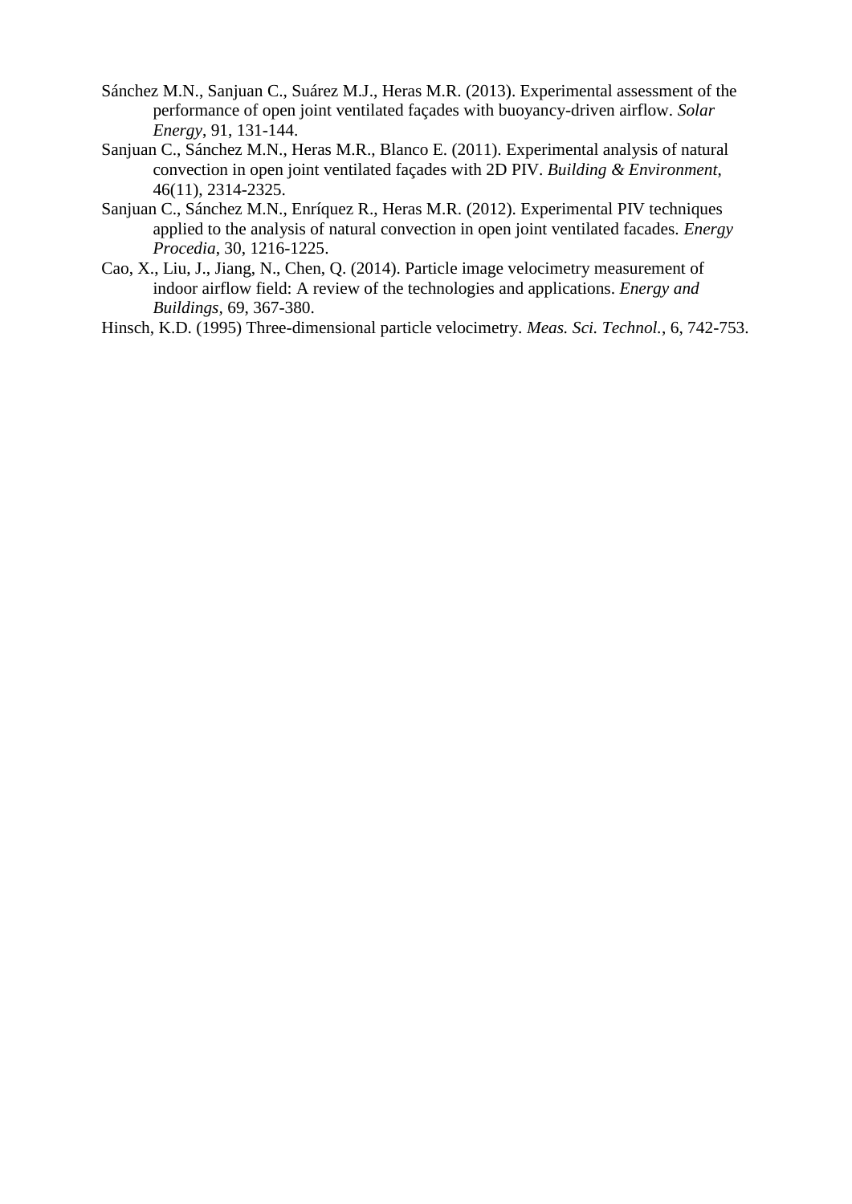Sánchez M.N., Sanjuan C., Suárez M.J., Heras M.R. (2013). Experimental assessment of the performance of open joint ventilated façades with buoyancy-driven airflow. *Solar Energy*, 91, 131-144.

Sanjuan C., Sánchez M.N., Heras M.R., Blanco E. (2011). Experimental analysis of natural convection in open joint ventilated façades with 2D PIV. *Building & Environment*, 46(11), 2314-2325.

Sanjuan C., Sánchez M.N., Enríquez R., Heras M.R. (2012). Experimental PIV techniques applied to the analysis of natural convection in open joint ventilated facades. *Energy Procedia*, 30, 1216-1225.

Cao, X., Liu, J., Jiang, N., Chen, Q. (2014). Particle image velocimetry measurement of indoor airflow field: A review of the technologies and applications. *Energy and Buildings*, 69, 367-380.

Hinsch, K.D. (1995) Three-dimensional particle velocimetry. *Meas. Sci. Technol.*, 6, 742-753.